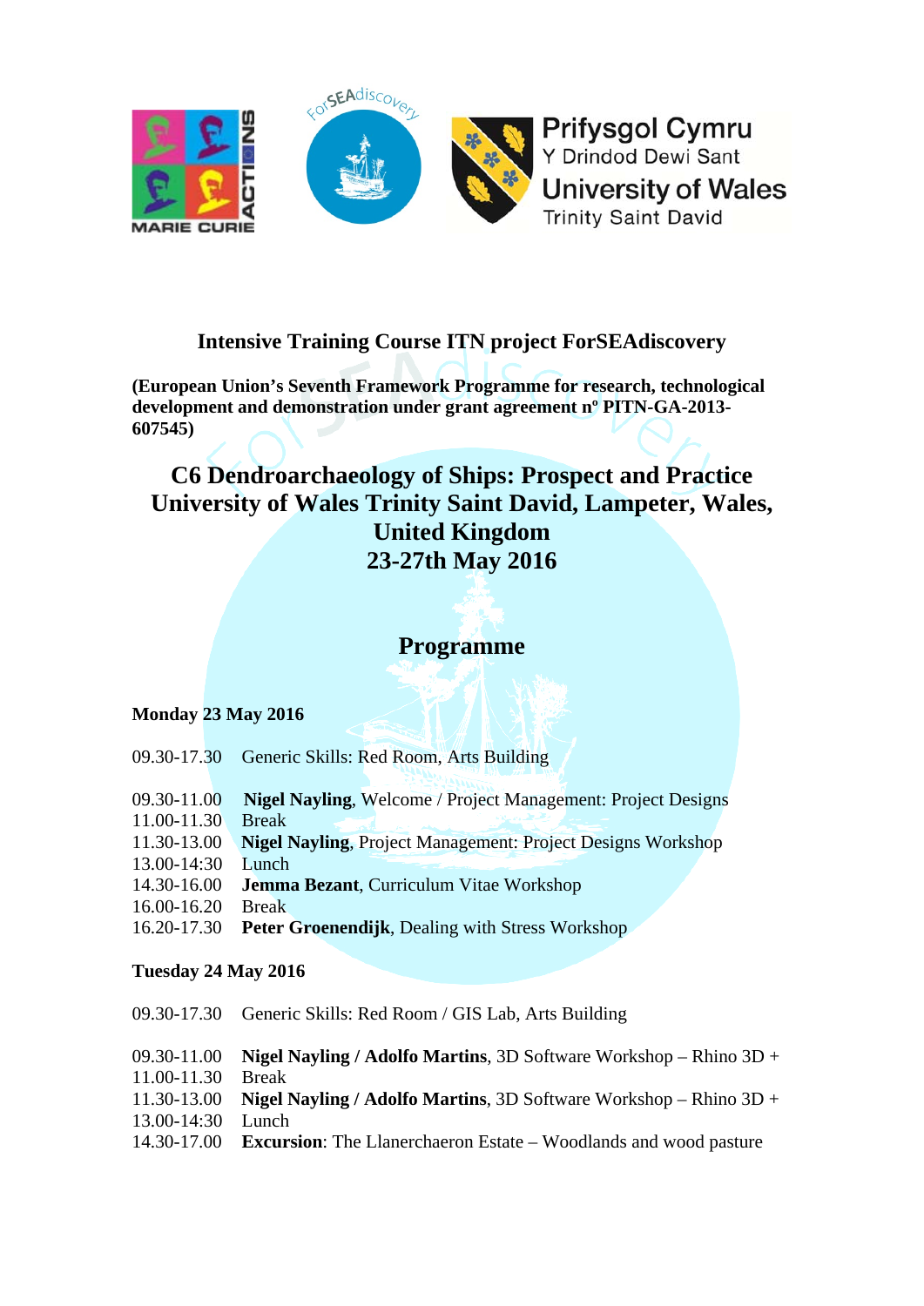## Intensive Training Course ITN project ForSEAdiscovery

**(European Union's Seventh Framework Programme for research, technological development and demonstration under grant agreement nº PITN-GA-2013-607545)**

# C6 Dendroarchaeology of Ships: Prospect and Practice University of Wales Trinity Saint David, Lampeter, Wales, United Kingdom 23-27th May 2016

## Programme

**Monday 23 May 2016**

09.30-17.30 Generic Skills: Red Room, Arts Building

09.30-11.00 **Nigel Nayling**, Welcome / Project Management: Project Designs
11.00-11.30 Break
11.30-13.00 **Nigel Nayling**, Project Management: Project Designs Workshop
13.00-14:30 Lunch
14.30-16.00 **Jemma Bezant**, Curriculum Vitae Workshop
16.00-16.20 Break
16.20-17.30 **Peter Groenendijk**, Dealing with Stress Workshop

**Tuesday 24 May 2016**

09.30-17.30 Generic Skills: Red Room / GIS Lab, Arts Building

09.30-11.00 **Nigel Nayling / Adolfo Martins**, 3D Software Workshop – Rhino 3D +
11.00-11.30 Break
11.30-13.00 **Nigel Nayling / Adolfo Martins**, 3D Software Workshop – Rhino 3D +
13.00-14:30 Lunch
14.30-17.00 **Excursion**: The Llanerchaeron Estate – Woodlands and wood pasture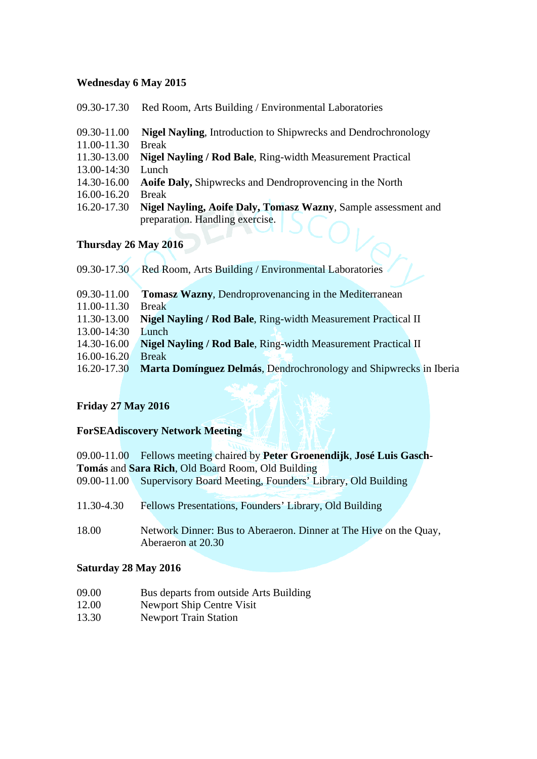**Wednesday 6 May 2015**

09.30-17.30 Red Room, Arts Building / Environmental Laboratories

09.30-11.00 **Nigel Nayling**, Introduction to Shipwrecks and Dendrochronology
11.00-11.30 Break
11.30-13.00 **Nigel Nayling / Rod Bale**, Ring-width Measurement Practical
13.00-14:30 Lunch
14.30-16.00 **Aoife Daly,** Shipwrecks and Dendroprovencing in the North
16.00-16.20 Break
16.20-17.30 **Nigel Nayling, Aoife Daly, Tomasz Wazny**, Sample assessment and preparation. Handling exercise.

**Thursday 26 May 2016**

09.30-17.30 Red Room, Arts Building / Environmental Laboratories

09.30-11.00 **Tomasz Wazny**, Dendroprovenancing in the Mediterranean
11.00-11.30 Break
11.30-13.00 **Nigel Nayling / Rod Bale**, Ring-width Measurement Practical II
13.00-14:30 Lunch
14.30-16.00 **Nigel Nayling / Rod Bale**, Ring-width Measurement Practical II
16.00-16.20 Break
16.20-17.30 **Marta Domínguez Delmás**, Dendrochronology and Shipwrecks in Iberia

**Friday 27 May 2016**

**ForSEAdiscovery Network Meeting**

09.00-11.00 Fellows meeting chaired by **Peter Groenendijk**, **José Luis Gasch-Tomás** and **Sara Rich**, Old Board Room, Old Building
09.00-11.00 Supervisory Board Meeting, Founders' Library, Old Building

11.30-4.30 Fellows Presentations, Founders' Library, Old Building

18.00 Network Dinner: Bus to Aberaeron. Dinner at The Hive on the Quay, Aberaeron at 20.30

**Saturday 28 May 2016**

09.00 Bus departs from outside Arts Building
12.00 Newport Ship Centre Visit
13.30 Newport Train Station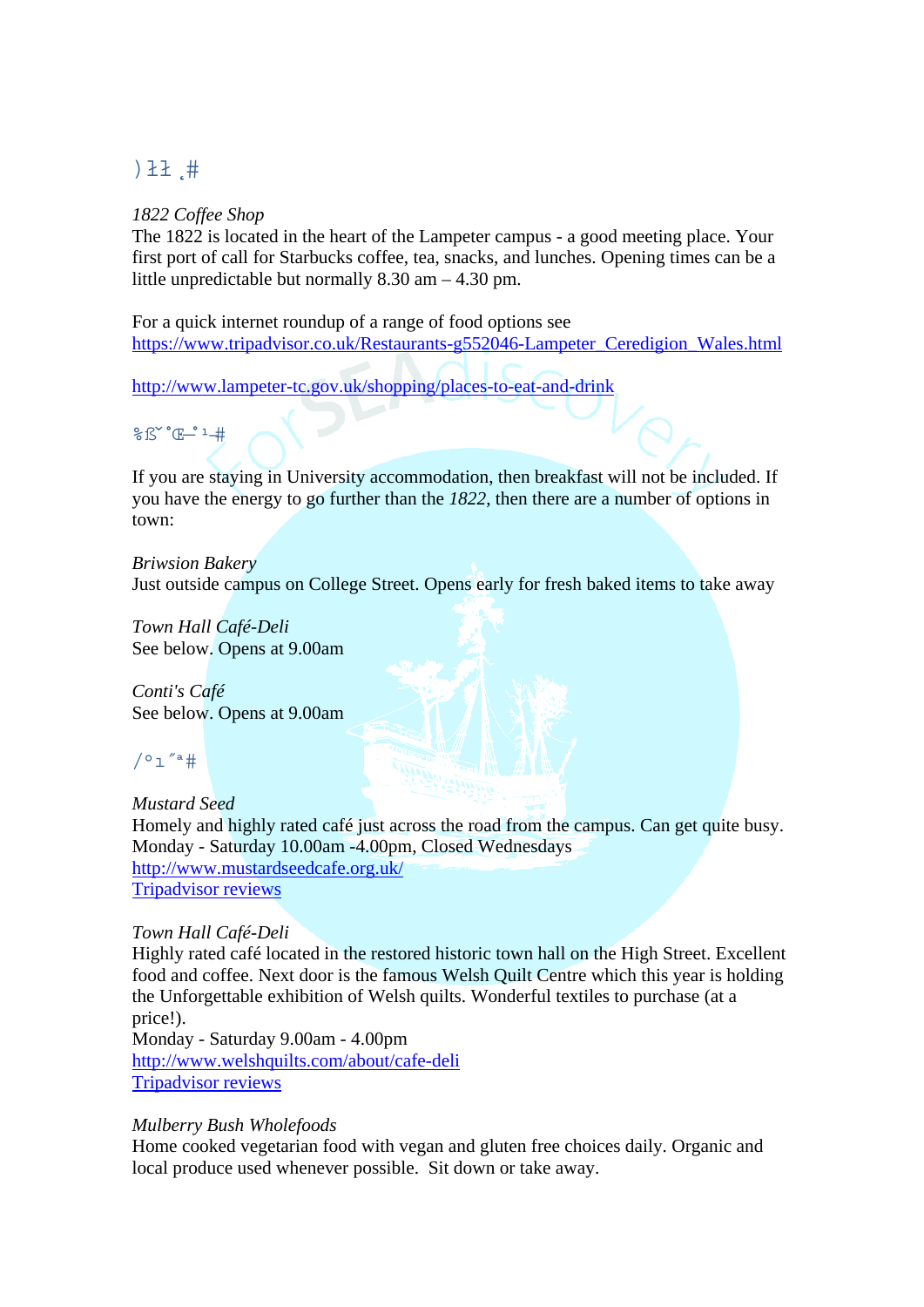## )ﾕﾕ ˛#

*1822 Coffee Shop*
The 1822 is located in the heart of the Lampeter campus - a good meeting place. Your first port of call for Starbucks coffee, tea, snacks, and lunches. Opening times can be a little unpredictable but normally 8.30 am – 4.30 pm.

For a quick internet roundup of a range of food options see
https://www.tripadvisor.co.uk/Restaurants-g552046-Lampeter_Ceredigion_Wales.html

http://www.lampeter-tc.gov.uk/shopping/places-to-eat-and-drink

## %ß˘˚Œ–˚¹#

If you are staying in University accommodation, then breakfast will not be included. If you have the energy to go further than the *1822*, then there are a number of options in town:

*Briwsion Bakery*
Just outside campus on College Street. Opens early for fresh baked items to take away

*Town Hall Café-Deli*
See below. Opens at 9.00am

*Conti's Café*
See below. Opens at 9.00am

## /°ı˝ª#

*Mustard Seed*
Homely and highly rated café just across the road from the campus. Can get quite busy.
Monday - Saturday 10.00am -4.00pm, Closed Wednesdays
http://www.mustardseedcafe.org.uk/
Tripadvisor reviews

*Town Hall Café-Deli*
Highly rated café located in the restored historic town hall on the High Street. Excellent food and coffee. Next door is the famous Welsh Quilt Centre which this year is holding the Unforgettable exhibition of Welsh quilts. Wonderful textiles to purchase (at a price!).
Monday - Saturday 9.00am - 4.00pm
http://www.welshquilts.com/about/cafe-deli
Tripadvisor reviews

*Mulberry Bush Wholefoods*
Home cooked vegetarian food with vegan and gluten free choices daily. Organic and local produce used whenever possible. Sit down or take away.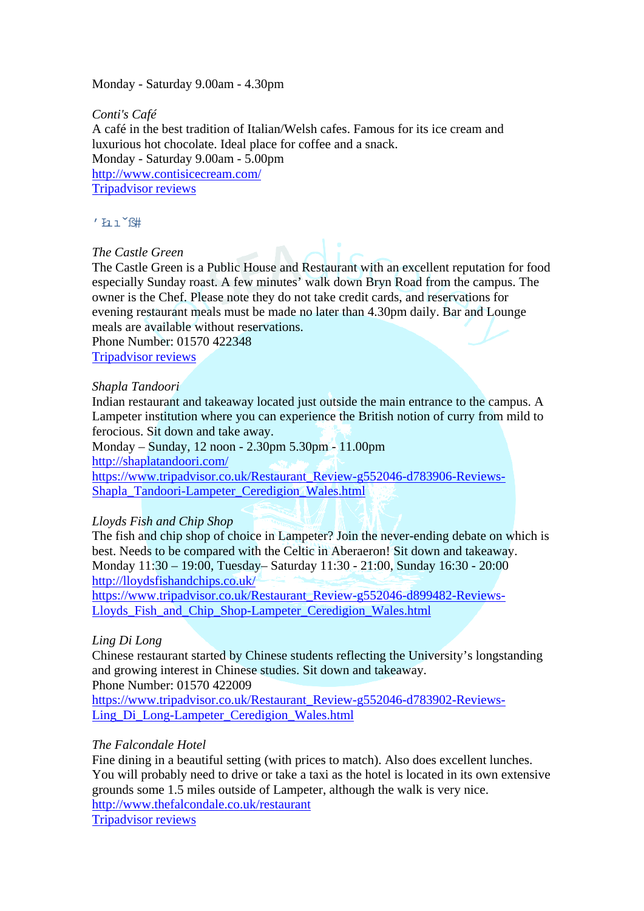Monday - Saturday 9.00am - 4.30pm

*Conti's Café*
A café in the best tradition of Italian/Welsh cafes. Famous for its ice cream and luxurious hot chocolate. Ideal place for coffee and a snack.
Monday - Saturday 9.00am - 5.00pm
http://www.contisicecream.com/
Tripadvisor reviews

*The Castle Green*
The Castle Green is a Public House and Restaurant with an excellent reputation for food especially Sunday roast. A few minutes' walk down Bryn Road from the campus. The owner is the Chef. Please note they do not take credit cards, and reservations for evening restaurant meals must be made no later than 4.30pm daily. Bar and Lounge meals are available without reservations.
Phone Number: 01570 422348
Tripadvisor reviews

*Shapla Tandoori*
Indian restaurant and takeaway located just outside the main entrance to the campus. A Lampeter institution where you can experience the British notion of curry from mild to ferocious. Sit down and take away.
Monday – Sunday, 12 noon - 2.30pm 5.30pm - 11.00pm
http://shaplatandoori.com/
https://www.tripadvisor.co.uk/Restaurant_Review-g552046-d783906-Reviews-Shapla_Tandoori-Lampeter_Ceredigion_Wales.html

*Lloyds Fish and Chip Shop*
The fish and chip shop of choice in Lampeter? Join the never-ending debate on which is best. Needs to be compared with the Celtic in Aberaeron! Sit down and takeaway.
Monday 11:30 – 19:00, Tuesday– Saturday 11:30 - 21:00, Sunday 16:30 - 20:00
http://lloydsfishandchips.co.uk/
https://www.tripadvisor.co.uk/Restaurant_Review-g552046-d899482-Reviews-Lloyds_Fish_and_Chip_Shop-Lampeter_Ceredigion_Wales.html

*Ling Di Long*
Chinese restaurant started by Chinese students reflecting the University's longstanding and growing interest in Chinese studies. Sit down and takeaway.
Phone Number: 01570 422009
https://www.tripadvisor.co.uk/Restaurant_Review-g552046-d783902-Reviews-Ling_Di_Long-Lampeter_Ceredigion_Wales.html

*The Falcondale Hotel*
Fine dining in a beautiful setting (with prices to match). Also does excellent lunches. You will probably need to drive or take a taxi as the hotel is located in its own extensive grounds some 1.5 miles outside of Lampeter, although the walk is very nice.
http://www.thefalcondale.co.uk/restaurant
Tripadvisor reviews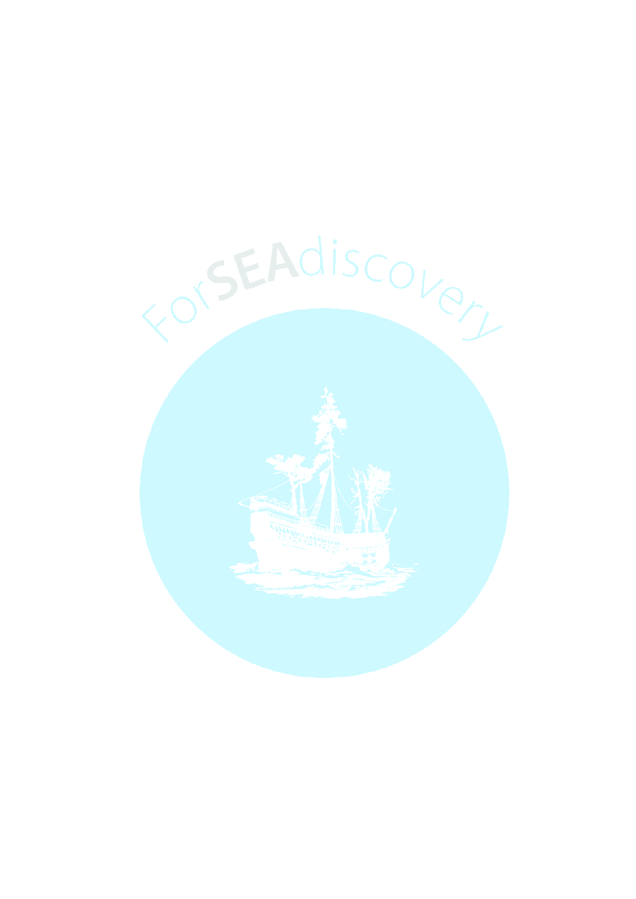ForSEAdiscovery